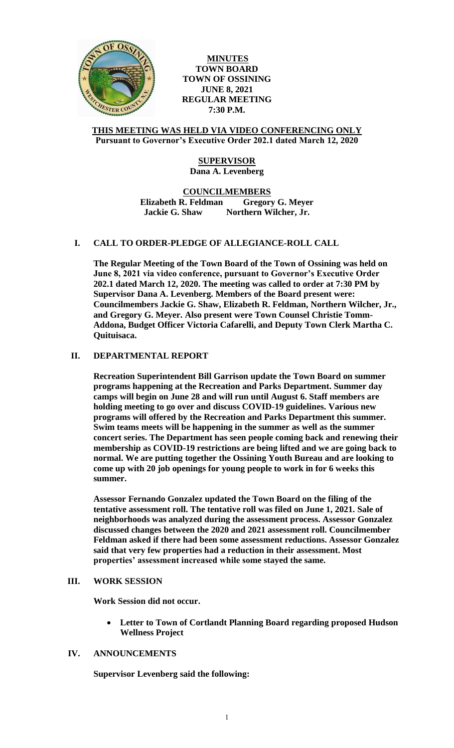**MINUTES**
**TOWN BOARD**
**TOWN OF OSSINING**
**JUNE 8, 2021**
**REGULAR MEETING**
**7:30 P.M.**

**THIS MEETING WAS HELD VIA VIDEO CONFERENCING ONLY**
**Pursuant to Governor's Executive Order 202.1 dated March 12, 2020**

**SUPERVISOR**
**Dana A. Levenberg**

**COUNCILMEMBERS**
**Elizabeth R. Feldman Gregory G. Meyer**
**Jackie G. Shaw Northern Wilcher, Jr.**

## I. CALL TO ORDER-PLEDGE OF ALLEGIANCE-ROLL CALL

**The Regular Meeting of the Town Board of the Town of Ossining was held on June 8, 2021 via video conference, pursuant to Governor's Executive Order 202.1 dated March 12, 2020. The meeting was called to order at 7:30 PM by Supervisor Dana A. Levenberg. Members of the Board present were: Councilmembers Jackie G. Shaw, Elizabeth R. Feldman, Northern Wilcher, Jr., and Gregory G. Meyer. Also present were Town Counsel Christie Tomm-Addona, Budget Officer Victoria Cafarelli, and Deputy Town Clerk Martha C. Quituisaca.**

## II. DEPARTMENTAL REPORT

**Recreation Superintendent Bill Garrison update the Town Board on summer programs happening at the Recreation and Parks Department. Summer day camps will begin on June 28 and will run until August 6. Staff members are holding meeting to go over and discuss COVID-19 guidelines. Various new programs will offered by the Recreation and Parks Department this summer. Swim teams meets will be happening in the summer as well as the summer concert series. The Department has seen people coming back and renewing their membership as COVID-19 restrictions are being lifted and we are going back to normal. We are putting together the Ossining Youth Bureau and are looking to come up with 20 job openings for young people to work in for 6 weeks this summer.**

**Assessor Fernando Gonzalez updated the Town Board on the filing of the tentative assessment roll. The tentative roll was filed on June 1, 2021. Sale of neighborhoods was analyzed during the assessment process. Assessor Gonzalez discussed changes between the 2020 and 2021 assessment roll. Councilmember Feldman asked if there had been some assessment reductions. Assessor Gonzalez said that very few properties had a reduction in their assessment. Most properties' assessment increased while some stayed the same.**

## III. WORK SESSION

**Work Session did not occur.**

- **Letter to Town of Cortlandt Planning Board regarding proposed Hudson Wellness Project**

## IV. ANNOUNCEMENTS

**Supervisor Levenberg said the following:**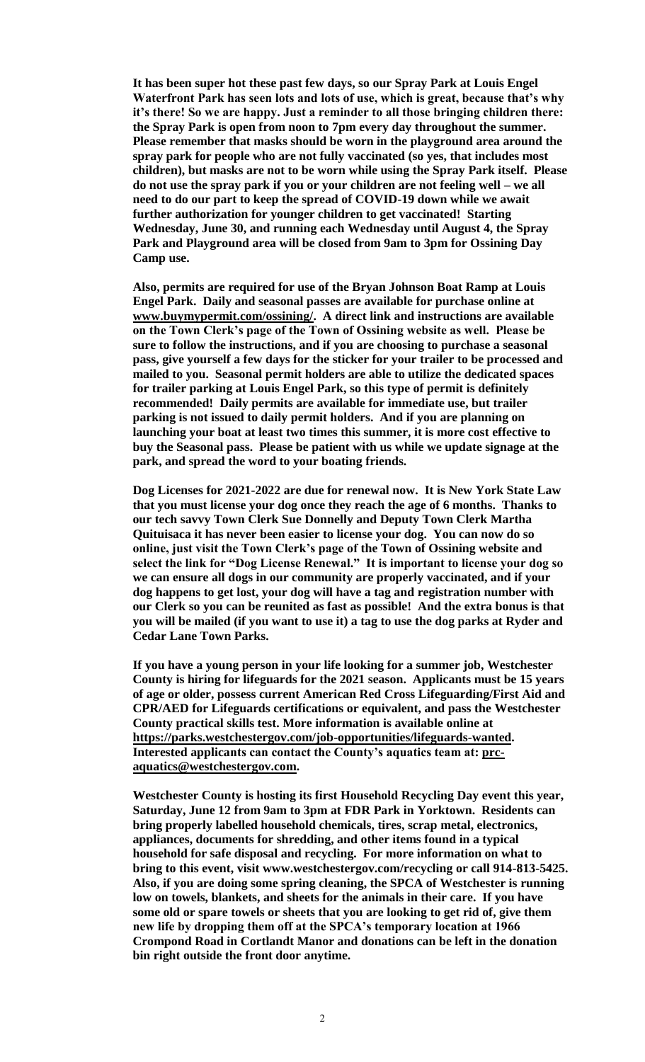**It has been super hot these past few days, so our Spray Park at Louis Engel Waterfront Park has seen lots and lots of use, which is great, because that's why it's there! So we are happy. Just a reminder to all those bringing children there: the Spray Park is open from noon to 7pm every day throughout the summer. Please remember that masks should be worn in the playground area around the spray park for people who are not fully vaccinated (so yes, that includes most children), but masks are not to be worn while using the Spray Park itself. Please do not use the spray park if you or your children are not feeling well – we all need to do our part to keep the spread of COVID-19 down while we await further authorization for younger children to get vaccinated! Starting Wednesday, June 30, and running each Wednesday until August 4, the Spray Park and Playground area will be closed from 9am to 3pm for Ossining Day Camp use.**

**Also, permits are required for use of the Bryan Johnson Boat Ramp at Louis Engel Park. Daily and seasonal passes are available for purchase online at www.buymypermit.com/ossining/. A direct link and instructions are available on the Town Clerk's page of the Town of Ossining website as well. Please be sure to follow the instructions, and if you are choosing to purchase a seasonal pass, give yourself a few days for the sticker for your trailer to be processed and mailed to you. Seasonal permit holders are able to utilize the dedicated spaces for trailer parking at Louis Engel Park, so this type of permit is definitely recommended! Daily permits are available for immediate use, but trailer parking is not issued to daily permit holders. And if you are planning on launching your boat at least two times this summer, it is more cost effective to buy the Seasonal pass. Please be patient with us while we update signage at the park, and spread the word to your boating friends.**

**Dog Licenses for 2021-2022 are due for renewal now. It is New York State Law that you must license your dog once they reach the age of 6 months. Thanks to our tech savvy Town Clerk Sue Donnelly and Deputy Town Clerk Martha Quituisaca it has never been easier to license your dog. You can now do so online, just visit the Town Clerk's page of the Town of Ossining website and select the link for "Dog License Renewal." It is important to license your dog so we can ensure all dogs in our community are properly vaccinated, and if your dog happens to get lost, your dog will have a tag and registration number with our Clerk so you can be reunited as fast as possible! And the extra bonus is that you will be mailed (if you want to use it) a tag to use the dog parks at Ryder and Cedar Lane Town Parks.**

**If you have a young person in your life looking for a summer job, Westchester County is hiring for lifeguards for the 2021 season. Applicants must be 15 years of age or older, possess current American Red Cross Lifeguarding/First Aid and CPR/AED for Lifeguards certifications or equivalent, and pass the Westchester County practical skills test. More information is available online at https://parks.westchestergov.com/job-opportunities/lifeguards-wanted. Interested applicants can contact the County's aquatics team at: prc-aquatics@westchestergov.com.**

**Westchester County is hosting its first Household Recycling Day event this year, Saturday, June 12 from 9am to 3pm at FDR Park in Yorktown. Residents can bring properly labelled household chemicals, tires, scrap metal, electronics, appliances, documents for shredding, and other items found in a typical household for safe disposal and recycling. For more information on what to bring to this event, visit www.westchestergov.com/recycling or call 914-813-5425. Also, if you are doing some spring cleaning, the SPCA of Westchester is running low on towels, blankets, and sheets for the animals in their care. If you have some old or spare towels or sheets that you are looking to get rid of, give them new life by dropping them off at the SPCA's temporary location at 1966 Crompond Road in Cortlandt Manor and donations can be left in the donation bin right outside the front door anytime.**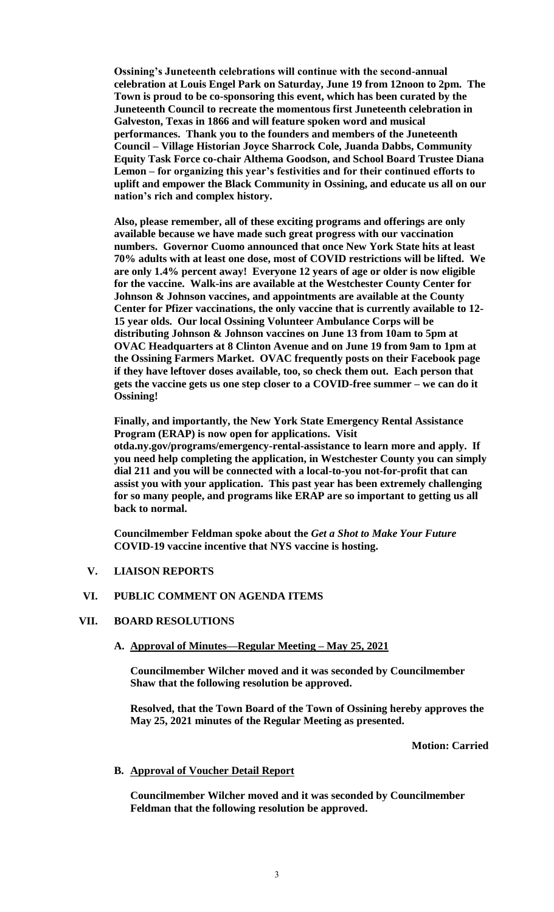**Ossining's Juneteenth celebrations will continue with the second-annual celebration at Louis Engel Park on Saturday, June 19 from 12noon to 2pm. The Town is proud to be co-sponsoring this event, which has been curated by the Juneteenth Council to recreate the momentous first Juneteenth celebration in Galveston, Texas in 1866 and will feature spoken word and musical performances. Thank you to the founders and members of the Juneteenth Council – Village Historian Joyce Sharrock Cole, Juanda Dabbs, Community Equity Task Force co-chair Althema Goodson, and School Board Trustee Diana Lemon – for organizing this year's festivities and for their continued efforts to uplift and empower the Black Community in Ossining, and educate us all on our nation's rich and complex history.**

**Also, please remember, all of these exciting programs and offerings are only available because we have made such great progress with our vaccination numbers. Governor Cuomo announced that once New York State hits at least 70% adults with at least one dose, most of COVID restrictions will be lifted. We are only 1.4% percent away! Everyone 12 years of age or older is now eligible for the vaccine. Walk-ins are available at the Westchester County Center for Johnson & Johnson vaccines, and appointments are available at the County Center for Pfizer vaccinations, the only vaccine that is currently available to 12-15 year olds. Our local Ossining Volunteer Ambulance Corps will be distributing Johnson & Johnson vaccines on June 13 from 10am to 5pm at OVAC Headquarters at 8 Clinton Avenue and on June 19 from 9am to 1pm at the Ossining Farmers Market. OVAC frequently posts on their Facebook page if they have leftover doses available, too, so check them out. Each person that gets the vaccine gets us one step closer to a COVID-free summer – we can do it Ossining!**

**Finally, and importantly, the New York State Emergency Rental Assistance Program (ERAP) is now open for applications. Visit otda.ny.gov/programs/emergency-rental-assistance to learn more and apply. If you need help completing the application, in Westchester County you can simply dial 211 and you will be connected with a local-to-you not-for-profit that can assist you with your application. This past year has been extremely challenging for so many people, and programs like ERAP are so important to getting us all back to normal.**

**Councilmember Feldman spoke about the *Get a Shot to Make Your Future* COVID-19 vaccine incentive that NYS vaccine is hosting.**

## V. LIAISON REPORTS

## VI. PUBLIC COMMENT ON AGENDA ITEMS

## VII. BOARD RESOLUTIONS

### A. Approval of Minutes—Regular Meeting – May 25, 2021

**Councilmember Wilcher moved and it was seconded by Councilmember Shaw that the following resolution be approved.**

**Resolved, that the Town Board of the Town of Ossining hereby approves the May 25, 2021 minutes of the Regular Meeting as presented.**

**Motion: Carried**

### B. Approval of Voucher Detail Report

**Councilmember Wilcher moved and it was seconded by Councilmember Feldman that the following resolution be approved.**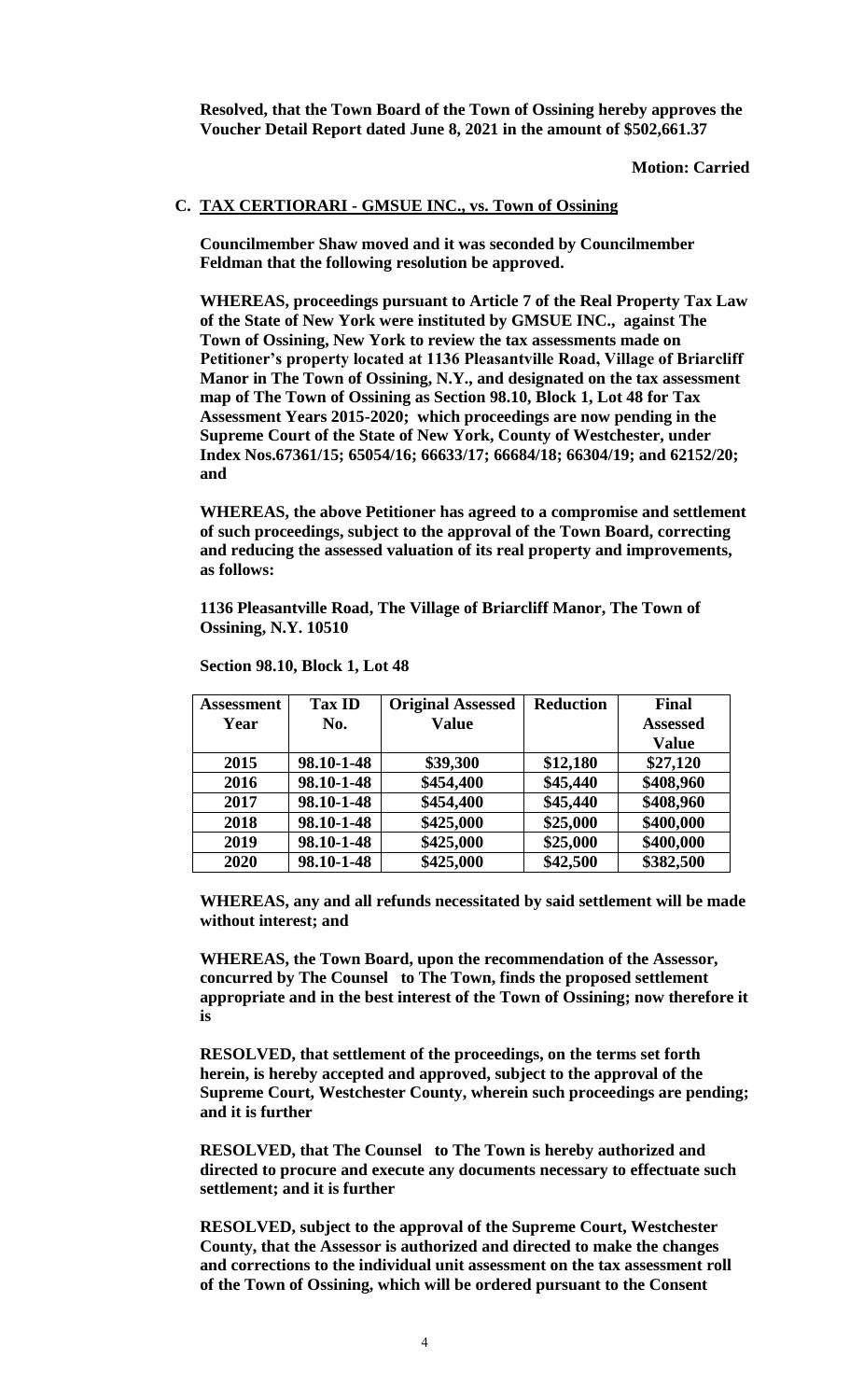**Resolved, that the Town Board of the Town of Ossining hereby approves the Voucher Detail Report dated June 8, 2021 in the amount of $502,661.37**

**Motion: Carried**

**C. TAX CERTIORARI - GMSUE INC., vs. Town of Ossining**

**Councilmember Shaw moved and it was seconded by Councilmember Feldman that the following resolution be approved.**

**WHEREAS, proceedings pursuant to Article 7 of the Real Property Tax Law of the State of New York were instituted by GMSUE INC., against The Town of Ossining, New York to review the tax assessments made on Petitioner's property located at 1136 Pleasantville Road, Village of Briarcliff Manor in The Town of Ossining, N.Y., and designated on the tax assessment map of The Town of Ossining as Section 98.10, Block 1, Lot 48 for Tax Assessment Years 2015-2020; which proceedings are now pending in the Supreme Court of the State of New York, County of Westchester, under Index Nos.67361/15; 65054/16; 66633/17; 66684/18; 66304/19; and 62152/20; and**

**WHEREAS, the above Petitioner has agreed to a compromise and settlement of such proceedings, subject to the approval of the Town Board, correcting and reducing the assessed valuation of its real property and improvements, as follows:**

**1136 Pleasantville Road, The Village of Briarcliff Manor, The Town of Ossining, N.Y. 10510**

**Section 98.10, Block 1, Lot 48**

| Assessment Year | Tax ID No. | Original Assessed Value | Reduction | Final Assessed Value |
|---|---|---|---|---|
| 2015 | 98.10-1-48 | $39,300 | $12,180 | $27,120 |
| 2016 | 98.10-1-48 | $454,400 | $45,440 | $408,960 |
| 2017 | 98.10-1-48 | $454,400 | $45,440 | $408,960 |
| 2018 | 98.10-1-48 | $425,000 | $25,000 | $400,000 |
| 2019 | 98.10-1-48 | $425,000 | $25,000 | $400,000 |
| 2020 | 98.10-1-48 | $425,000 | $42,500 | $382,500 |

**WHEREAS, any and all refunds necessitated by said settlement will be made without interest; and**

**WHEREAS, the Town Board, upon the recommendation of the Assessor, concurred by The Counsel to The Town, finds the proposed settlement appropriate and in the best interest of the Town of Ossining; now therefore it is**

**RESOLVED, that settlement of the proceedings, on the terms set forth herein, is hereby accepted and approved, subject to the approval of the Supreme Court, Westchester County, wherein such proceedings are pending; and it is further**

**RESOLVED, that The Counsel to The Town is hereby authorized and directed to procure and execute any documents necessary to effectuate such settlement; and it is further**

**RESOLVED, subject to the approval of the Supreme Court, Westchester County, that the Assessor is authorized and directed to make the changes and corrections to the individual unit assessment on the tax assessment roll of the Town of Ossining, which will be ordered pursuant to the Consent**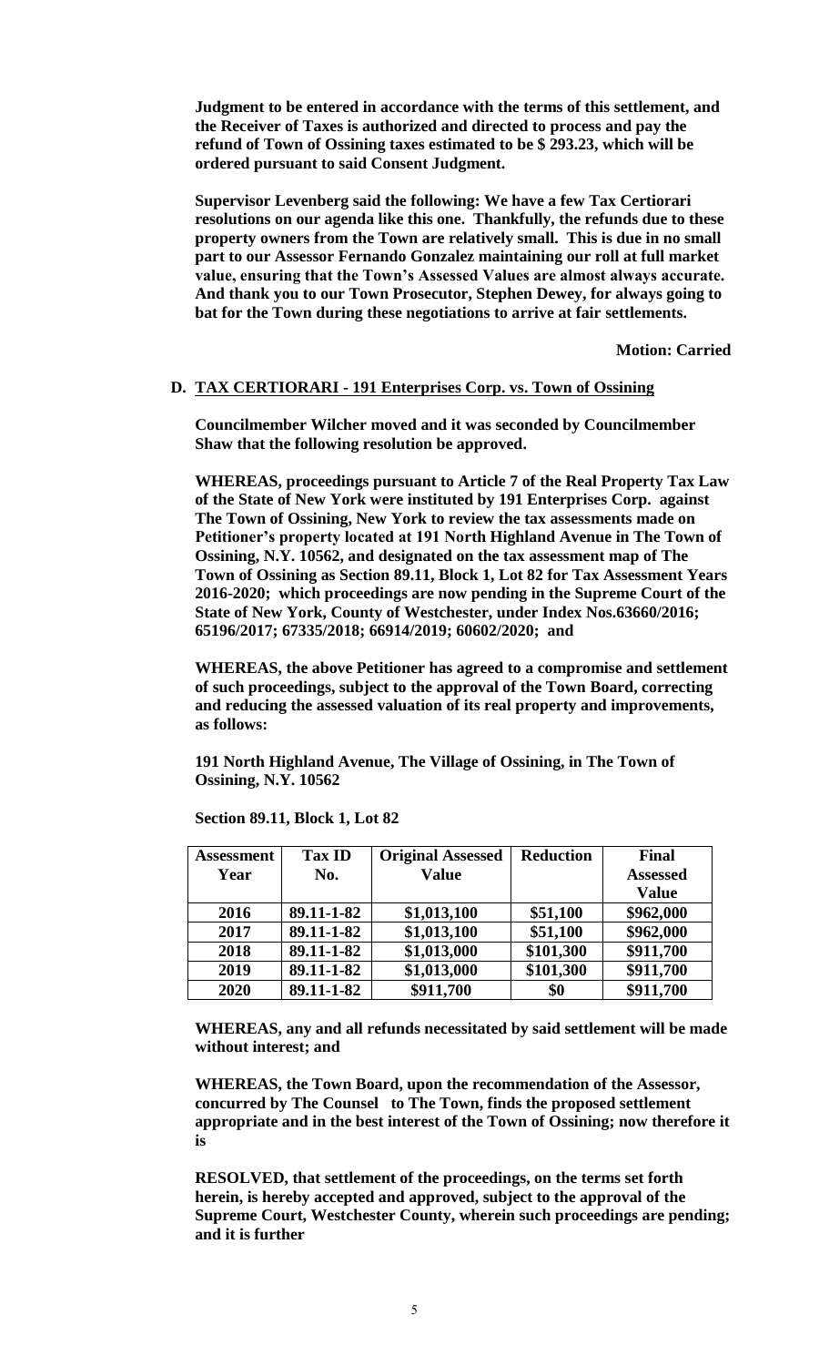**Judgment to be entered in accordance with the terms of this settlement, and the Receiver of Taxes is authorized and directed to process and pay the refund of Town of Ossining taxes estimated to be $ 293.23, which will be ordered pursuant to said Consent Judgment.**

**Supervisor Levenberg said the following: We have a few Tax Certiorari resolutions on our agenda like this one. Thankfully, the refunds due to these property owners from the Town are relatively small. This is due in no small part to our Assessor Fernando Gonzalez maintaining our roll at full market value, ensuring that the Town's Assessed Values are almost always accurate. And thank you to our Town Prosecutor, Stephen Dewey, for always going to bat for the Town during these negotiations to arrive at fair settlements.**

**Motion: Carried**

**D. TAX CERTIORARI - 191 Enterprises Corp. vs. Town of Ossining**

**Councilmember Wilcher moved and it was seconded by Councilmember Shaw that the following resolution be approved.**

**WHEREAS, proceedings pursuant to Article 7 of the Real Property Tax Law of the State of New York were instituted by 191 Enterprises Corp. against The Town of Ossining, New York to review the tax assessments made on Petitioner's property located at 191 North Highland Avenue in The Town of Ossining, N.Y. 10562, and designated on the tax assessment map of The Town of Ossining as Section 89.11, Block 1, Lot 82 for Tax Assessment Years 2016-2020; which proceedings are now pending in the Supreme Court of the State of New York, County of Westchester, under Index Nos.63660/2016; 65196/2017; 67335/2018; 66914/2019; 60602/2020; and**

**WHEREAS, the above Petitioner has agreed to a compromise and settlement of such proceedings, subject to the approval of the Town Board, correcting and reducing the assessed valuation of its real property and improvements, as follows:**

**191 North Highland Avenue, The Village of Ossining, in The Town of Ossining, N.Y. 10562**

**Section 89.11, Block 1, Lot 82**

| Assessment Year | Tax ID No. | Original Assessed Value | Reduction | Final Assessed Value |
|---|---|---|---|---|
| 2016 | 89.11-1-82 | $1,013,100 | $51,100 | $962,000 |
| 2017 | 89.11-1-82 | $1,013,100 | $51,100 | $962,000 |
| 2018 | 89.11-1-82 | $1,013,000 | $101,300 | $911,700 |
| 2019 | 89.11-1-82 | $1,013,000 | $101,300 | $911,700 |
| 2020 | 89.11-1-82 | $911,700 | $0 | $911,700 |

**WHEREAS, any and all refunds necessitated by said settlement will be made without interest; and**

**WHEREAS, the Town Board, upon the recommendation of the Assessor, concurred by The Counsel to The Town, finds the proposed settlement appropriate and in the best interest of the Town of Ossining; now therefore it is**

**RESOLVED, that settlement of the proceedings, on the terms set forth herein, is hereby accepted and approved, subject to the approval of the Supreme Court, Westchester County, wherein such proceedings are pending; and it is further**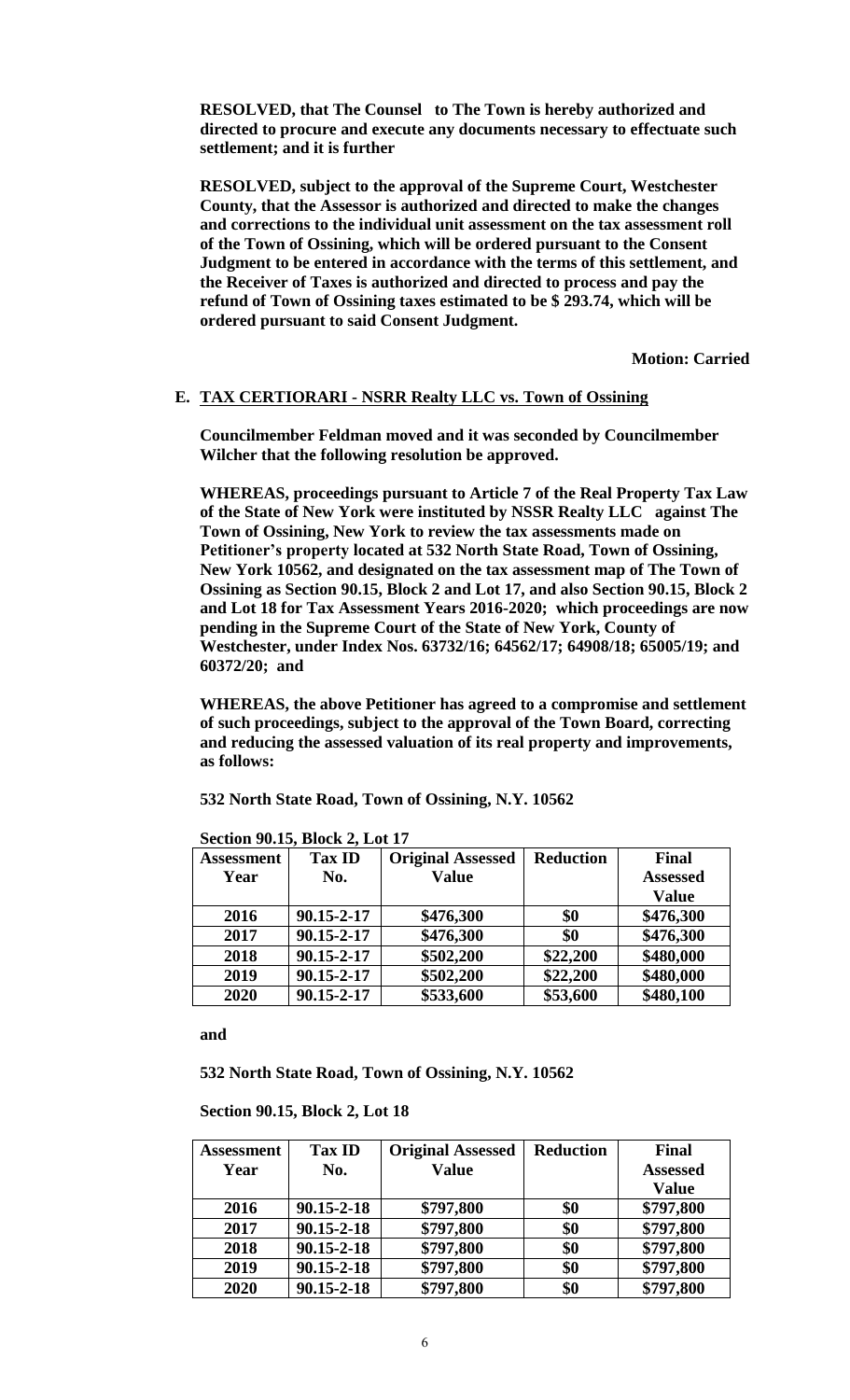**RESOLVED, that The Counsel to The Town is hereby authorized and directed to procure and execute any documents necessary to effectuate such settlement; and it is further**

**RESOLVED, subject to the approval of the Supreme Court, Westchester County, that the Assessor is authorized and directed to make the changes and corrections to the individual unit assessment on the tax assessment roll of the Town of Ossining, which will be ordered pursuant to the Consent Judgment to be entered in accordance with the terms of this settlement, and the Receiver of Taxes is authorized and directed to process and pay the refund of Town of Ossining taxes estimated to be $ 293.74, which will be ordered pursuant to said Consent Judgment.**

**Motion: Carried**

**E. TAX CERTIORARI - NSRR Realty LLC vs. Town of Ossining**

**Councilmember Feldman moved and it was seconded by Councilmember Wilcher that the following resolution be approved.**

**WHEREAS, proceedings pursuant to Article 7 of the Real Property Tax Law of the State of New York were instituted by NSSR Realty LLC against The Town of Ossining, New York to review the tax assessments made on Petitioner's property located at 532 North State Road, Town of Ossining, New York 10562, and designated on the tax assessment map of The Town of Ossining as Section 90.15, Block 2 and Lot 17, and also Section 90.15, Block 2 and Lot 18 for Tax Assessment Years 2016-2020; which proceedings are now pending in the Supreme Court of the State of New York, County of Westchester, under Index Nos. 63732/16; 64562/17; 64908/18; 65005/19; and 60372/20; and**

**WHEREAS, the above Petitioner has agreed to a compromise and settlement of such proceedings, subject to the approval of the Town Board, correcting and reducing the assessed valuation of its real property and improvements, as follows:**

**532 North State Road, Town of Ossining, N.Y. 10562**

**Section 90.15, Block 2, Lot 17**

| Assessment Year | Tax ID No. | Original Assessed Value | Reduction | Final Assessed Value |
|---|---|---|---|---|
| 2016 | 90.15-2-17 | $476,300 | $0 | $476,300 |
| 2017 | 90.15-2-17 | $476,300 | $0 | $476,300 |
| 2018 | 90.15-2-17 | $502,200 | $22,200 | $480,000 |
| 2019 | 90.15-2-17 | $502,200 | $22,200 | $480,000 |
| 2020 | 90.15-2-17 | $533,600 | $53,600 | $480,100 |

**and**

**532 North State Road, Town of Ossining, N.Y. 10562**

**Section 90.15, Block 2, Lot 18**

| Assessment Year | Tax ID No. | Original Assessed Value | Reduction | Final Assessed Value |
|---|---|---|---|---|
| 2016 | 90.15-2-18 | $797,800 | $0 | $797,800 |
| 2017 | 90.15-2-18 | $797,800 | $0 | $797,800 |
| 2018 | 90.15-2-18 | $797,800 | $0 | $797,800 |
| 2019 | 90.15-2-18 | $797,800 | $0 | $797,800 |
| 2020 | 90.15-2-18 | $797,800 | $0 | $797,800 |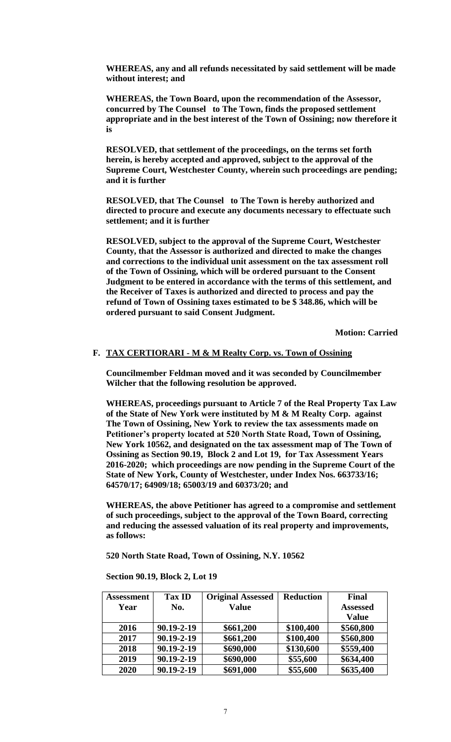**WHEREAS, any and all refunds necessitated by said settlement will be made without interest; and**

**WHEREAS, the Town Board, upon the recommendation of the Assessor, concurred by The Counsel to The Town, finds the proposed settlement appropriate and in the best interest of the Town of Ossining; now therefore it is**

**RESOLVED, that settlement of the proceedings, on the terms set forth herein, is hereby accepted and approved, subject to the approval of the Supreme Court, Westchester County, wherein such proceedings are pending; and it is further**

**RESOLVED, that The Counsel to The Town is hereby authorized and directed to procure and execute any documents necessary to effectuate such settlement; and it is further**

**RESOLVED, subject to the approval of the Supreme Court, Westchester County, that the Assessor is authorized and directed to make the changes and corrections to the individual unit assessment on the tax assessment roll of the Town of Ossining, which will be ordered pursuant to the Consent Judgment to be entered in accordance with the terms of this settlement, and the Receiver of Taxes is authorized and directed to process and pay the refund of Town of Ossining taxes estimated to be $ 348.86, which will be ordered pursuant to said Consent Judgment.**

**Motion: Carried**

### F. TAX CERTIORARI - M & M Realty Corp. vs. Town of Ossining

**Councilmember Feldman moved and it was seconded by Councilmember Wilcher that the following resolution be approved.**

**WHEREAS, proceedings pursuant to Article 7 of the Real Property Tax Law of the State of New York were instituted by M & M Realty Corp. against The Town of Ossining, New York to review the tax assessments made on Petitioner's property located at 520 North State Road, Town of Ossining, New York 10562, and designated on the tax assessment map of The Town of Ossining as Section 90.19, Block 2 and Lot 19, for Tax Assessment Years 2016-2020; which proceedings are now pending in the Supreme Court of the State of New York, County of Westchester, under Index Nos. 663733/16; 64570/17; 64909/18; 65003/19 and 60373/20; and**

**WHEREAS, the above Petitioner has agreed to a compromise and settlement of such proceedings, subject to the approval of the Town Board, correcting and reducing the assessed valuation of its real property and improvements, as follows:**

**520 North State Road, Town of Ossining, N.Y. 10562**

**Section 90.19, Block 2, Lot 19**

| Assessment Year | Tax ID No. | Original Assessed Value | Reduction | Final Assessed Value |
|---|---|---|---|---|
| 2016 | 90.19-2-19 | $661,200 | $100,400 | $560,800 |
| 2017 | 90.19-2-19 | $661,200 | $100,400 | $560,800 |
| 2018 | 90.19-2-19 | $690,000 | $130,600 | $559,400 |
| 2019 | 90.19-2-19 | $690,000 | $55,600 | $634,400 |
| 2020 | 90.19-2-19 | $691,000 | $55,600 | $635,400 |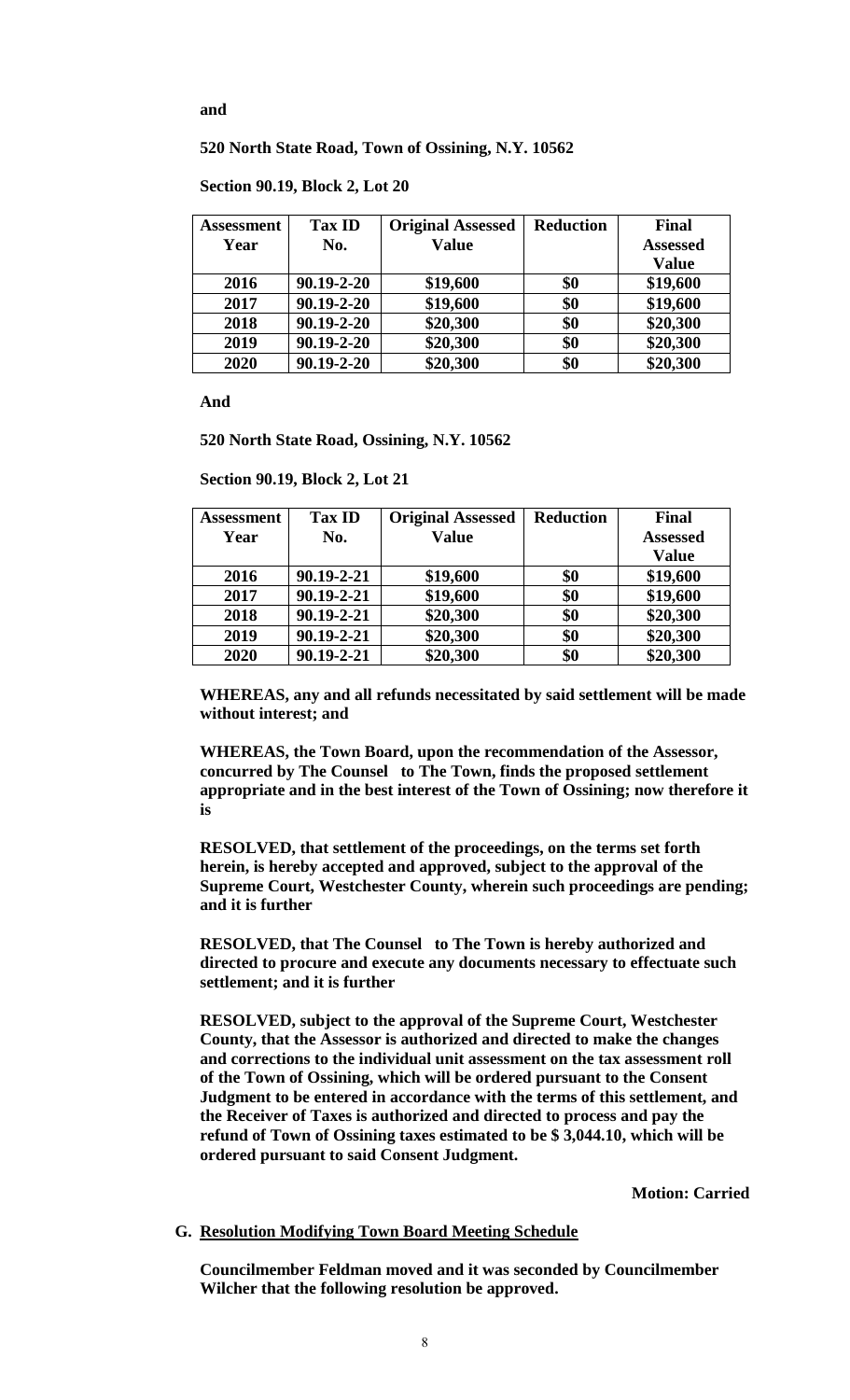**and**

**520 North State Road, Town of Ossining, N.Y. 10562**

**Section 90.19, Block 2, Lot 20**

| Assessment Year | Tax ID No. | Original Assessed Value | Reduction | Final Assessed Value |
|---|---|---|---|---|
| 2016 | 90.19-2-20 | $19,600 | $0 | $19,600 |
| 2017 | 90.19-2-20 | $19,600 | $0 | $19,600 |
| 2018 | 90.19-2-20 | $20,300 | $0 | $20,300 |
| 2019 | 90.19-2-20 | $20,300 | $0 | $20,300 |
| 2020 | 90.19-2-20 | $20,300 | $0 | $20,300 |

**And**

**520 North State Road, Ossining, N.Y. 10562**

**Section 90.19, Block 2, Lot 21**

| Assessment Year | Tax ID No. | Original Assessed Value | Reduction | Final Assessed Value |
|---|---|---|---|---|
| 2016 | 90.19-2-21 | $19,600 | $0 | $19,600 |
| 2017 | 90.19-2-21 | $19,600 | $0 | $19,600 |
| 2018 | 90.19-2-21 | $20,300 | $0 | $20,300 |
| 2019 | 90.19-2-21 | $20,300 | $0 | $20,300 |
| 2020 | 90.19-2-21 | $20,300 | $0 | $20,300 |

**WHEREAS, any and all refunds necessitated by said settlement will be made without interest; and**

**WHEREAS, the Town Board, upon the recommendation of the Assessor, concurred by The Counsel to The Town, finds the proposed settlement appropriate and in the best interest of the Town of Ossining; now therefore it is**

**RESOLVED, that settlement of the proceedings, on the terms set forth herein, is hereby accepted and approved, subject to the approval of the Supreme Court, Westchester County, wherein such proceedings are pending; and it is further**

**RESOLVED, that The Counsel to The Town is hereby authorized and directed to procure and execute any documents necessary to effectuate such settlement; and it is further**

**RESOLVED, subject to the approval of the Supreme Court, Westchester County, that the Assessor is authorized and directed to make the changes and corrections to the individual unit assessment on the tax assessment roll of the Town of Ossining, which will be ordered pursuant to the Consent Judgment to be entered in accordance with the terms of this settlement, and the Receiver of Taxes is authorized and directed to process and pay the refund of Town of Ossining taxes estimated to be $ 3,044.10, which will be ordered pursuant to said Consent Judgment.**

**Motion: Carried**

**G. Resolution Modifying Town Board Meeting Schedule**

**Councilmember Feldman moved and it was seconded by Councilmember Wilcher that the following resolution be approved.**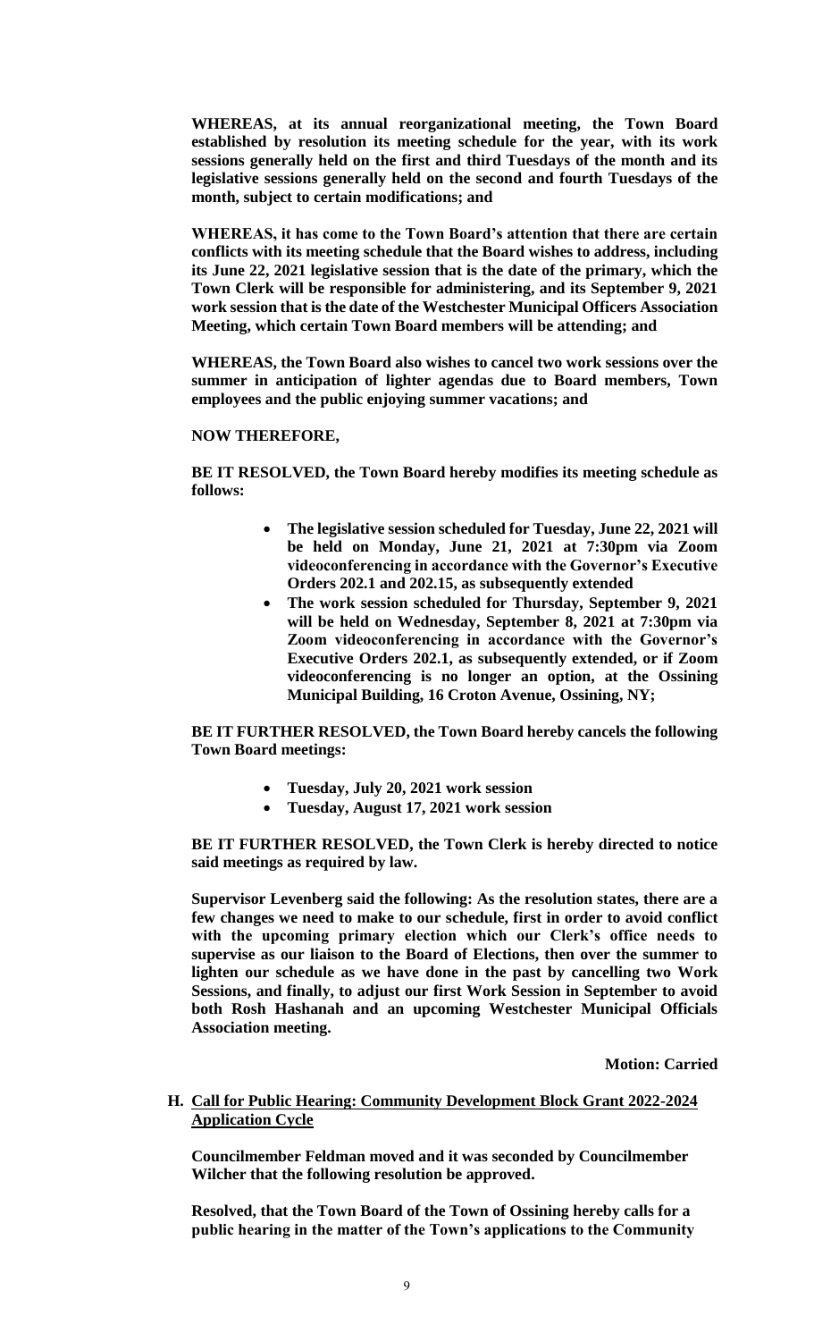**WHEREAS, at its annual reorganizational meeting, the Town Board established by resolution its meeting schedule for the year, with its work sessions generally held on the first and third Tuesdays of the month and its legislative sessions generally held on the second and fourth Tuesdays of the month, subject to certain modifications; and**

**WHEREAS, it has come to the Town Board's attention that there are certain conflicts with its meeting schedule that the Board wishes to address, including its June 22, 2021 legislative session that is the date of the primary, which the Town Clerk will be responsible for administering, and its September 9, 2021 work session that is the date of the Westchester Municipal Officers Association Meeting, which certain Town Board members will be attending; and**

**WHEREAS, the Town Board also wishes to cancel two work sessions over the summer in anticipation of lighter agendas due to Board members, Town employees and the public enjoying summer vacations; and**

**NOW THEREFORE,**

**BE IT RESOLVED, the Town Board hereby modifies its meeting schedule as follows:**

- **The legislative session scheduled for Tuesday, June 22, 2021 will be held on Monday, June 21, 2021 at 7:30pm via Zoom videoconferencing in accordance with the Governor's Executive Orders 202.1 and 202.15, as subsequently extended**
- **The work session scheduled for Thursday, September 9, 2021 will be held on Wednesday, September 8, 2021 at 7:30pm via Zoom videoconferencing in accordance with the Governor's Executive Orders 202.1, as subsequently extended, or if Zoom videoconferencing is no longer an option, at the Ossining Municipal Building, 16 Croton Avenue, Ossining, NY;**

**BE IT FURTHER RESOLVED, the Town Board hereby cancels the following Town Board meetings:**

- **Tuesday, July 20, 2021 work session**
- **Tuesday, August 17, 2021 work session**

**BE IT FURTHER RESOLVED, the Town Clerk is hereby directed to notice said meetings as required by law.**

**Supervisor Levenberg said the following: As the resolution states, there are a few changes we need to make to our schedule, first in order to avoid conflict with the upcoming primary election which our Clerk's office needs to supervise as our liaison to the Board of Elections, then over the summer to lighten our schedule as we have done in the past by cancelling two Work Sessions, and finally, to adjust our first Work Session in September to avoid both Rosh Hashanah and an upcoming Westchester Municipal Officials Association meeting.**

**Motion: Carried**

**H. <u>Call for Public Hearing: Community Development Block Grant 2022-2024 Application Cycle</u>**

**Councilmember Feldman moved and it was seconded by Councilmember Wilcher that the following resolution be approved.**

**Resolved, that the Town Board of the Town of Ossining hereby calls for a public hearing in the matter of the Town's applications to the Community**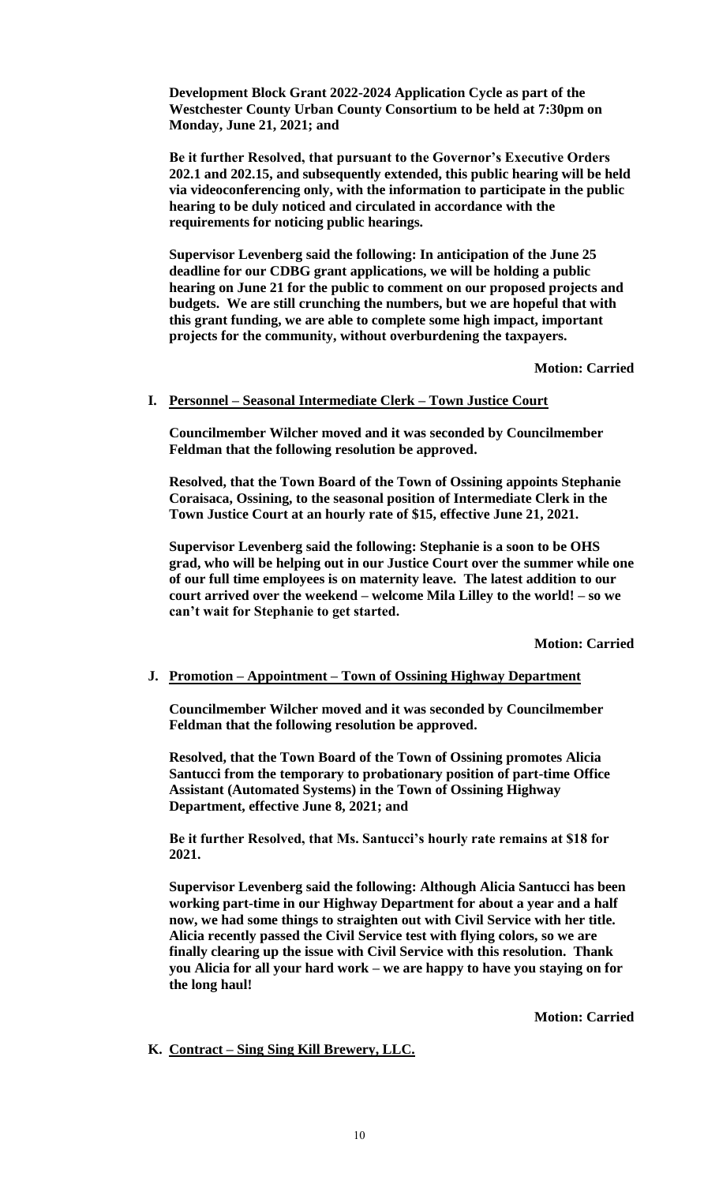**Development Block Grant 2022-2024 Application Cycle as part of the Westchester County Urban County Consortium to be held at 7:30pm on Monday, June 21, 2021; and**

**Be it further Resolved, that pursuant to the Governor's Executive Orders 202.1 and 202.15, and subsequently extended, this public hearing will be held via videoconferencing only, with the information to participate in the public hearing to be duly noticed and circulated in accordance with the requirements for noticing public hearings.**

**Supervisor Levenberg said the following: In anticipation of the June 25 deadline for our CDBG grant applications, we will be holding a public hearing on June 21 for the public to comment on our proposed projects and budgets. We are still crunching the numbers, but we are hopeful that with this grant funding, we are able to complete some high impact, important projects for the community, without overburdening the taxpayers.**

**Motion: Carried**

**I. <u>Personnel – Seasonal Intermediate Clerk – Town Justice Court</u>**

**Councilmember Wilcher moved and it was seconded by Councilmember Feldman that the following resolution be approved.**

**Resolved, that the Town Board of the Town of Ossining appoints Stephanie Coraisaca, Ossining, to the seasonal position of Intermediate Clerk in the Town Justice Court at an hourly rate of $15, effective June 21, 2021.**

**Supervisor Levenberg said the following: Stephanie is a soon to be OHS grad, who will be helping out in our Justice Court over the summer while one of our full time employees is on maternity leave. The latest addition to our court arrived over the weekend – welcome Mila Lilley to the world! – so we can't wait for Stephanie to get started.**

**Motion: Carried**

**J. <u>Promotion – Appointment – Town of Ossining Highway Department</u>**

**Councilmember Wilcher moved and it was seconded by Councilmember Feldman that the following resolution be approved.**

**Resolved, that the Town Board of the Town of Ossining promotes Alicia Santucci from the temporary to probationary position of part-time Office Assistant (Automated Systems) in the Town of Ossining Highway Department, effective June 8, 2021; and**

**Be it further Resolved, that Ms. Santucci's hourly rate remains at $18 for 2021.**

**Supervisor Levenberg said the following: Although Alicia Santucci has been working part-time in our Highway Department for about a year and a half now, we had some things to straighten out with Civil Service with her title. Alicia recently passed the Civil Service test with flying colors, so we are finally clearing up the issue with Civil Service with this resolution. Thank you Alicia for all your hard work – we are happy to have you staying on for the long haul!**

**Motion: Carried**

**K. <u>Contract – Sing Sing Kill Brewery, LLC.</u>**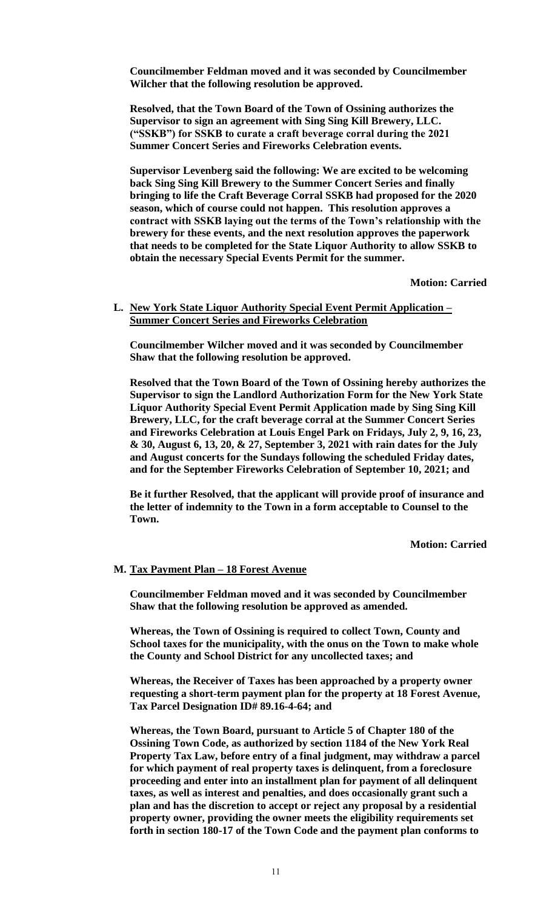**Councilmember Feldman moved and it was seconded by Councilmember Wilcher that the following resolution be approved.**

**Resolved, that the Town Board of the Town of Ossining authorizes the Supervisor to sign an agreement with Sing Sing Kill Brewery, LLC. ("SSKB") for SSKB to curate a craft beverage corral during the 2021 Summer Concert Series and Fireworks Celebration events.**

**Supervisor Levenberg said the following: We are excited to be welcoming back Sing Sing Kill Brewery to the Summer Concert Series and finally bringing to life the Craft Beverage Corral SSKB had proposed for the 2020 season, which of course could not happen. This resolution approves a contract with SSKB laying out the terms of the Town's relationship with the brewery for these events, and the next resolution approves the paperwork that needs to be completed for the State Liquor Authority to allow SSKB to obtain the necessary Special Events Permit for the summer.**

**Motion: Carried**

**L. New York State Liquor Authority Special Event Permit Application – Summer Concert Series and Fireworks Celebration**

**Councilmember Wilcher moved and it was seconded by Councilmember Shaw that the following resolution be approved.**

**Resolved that the Town Board of the Town of Ossining hereby authorizes the Supervisor to sign the Landlord Authorization Form for the New York State Liquor Authority Special Event Permit Application made by Sing Sing Kill Brewery, LLC, for the craft beverage corral at the Summer Concert Series and Fireworks Celebration at Louis Engel Park on Fridays, July 2, 9, 16, 23, & 30, August 6, 13, 20, & 27, September 3, 2021 with rain dates for the July and August concerts for the Sundays following the scheduled Friday dates, and for the September Fireworks Celebration of September 10, 2021; and**

**Be it further Resolved, that the applicant will provide proof of insurance and the letter of indemnity to the Town in a form acceptable to Counsel to the Town.**

**Motion: Carried**

**M. Tax Payment Plan – 18 Forest Avenue**

**Councilmember Feldman moved and it was seconded by Councilmember Shaw that the following resolution be approved as amended.**

**Whereas, the Town of Ossining is required to collect Town, County and School taxes for the municipality, with the onus on the Town to make whole the County and School District for any uncollected taxes; and**

**Whereas, the Receiver of Taxes has been approached by a property owner requesting a short-term payment plan for the property at 18 Forest Avenue, Tax Parcel Designation ID# 89.16-4-64; and**

**Whereas, the Town Board, pursuant to Article 5 of Chapter 180 of the Ossining Town Code, as authorized by section 1184 of the New York Real Property Tax Law, before entry of a final judgment, may withdraw a parcel for which payment of real property taxes is delinquent, from a foreclosure proceeding and enter into an installment plan for payment of all delinquent taxes, as well as interest and penalties, and does occasionally grant such a plan and has the discretion to accept or reject any proposal by a residential property owner, providing the owner meets the eligibility requirements set forth in section 180-17 of the Town Code and the payment plan conforms to**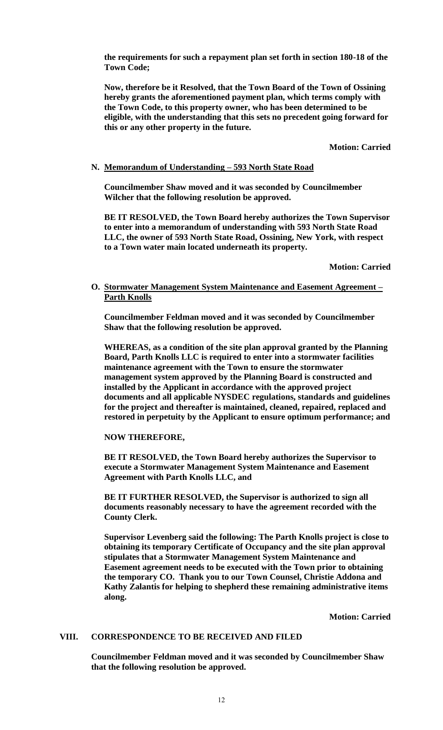**the requirements for such a repayment plan set forth in section 180-18 of the Town Code;**

**Now, therefore be it Resolved, that the Town Board of the Town of Ossining hereby grants the aforementioned payment plan, which terms comply with the Town Code, to this property owner, who has been determined to be eligible, with the understanding that this sets no precedent going forward for this or any other property in the future.**

**Motion: Carried**

**N. Memorandum of Understanding – 593 North State Road**

**Councilmember Shaw moved and it was seconded by Councilmember Wilcher that the following resolution be approved.**

**BE IT RESOLVED, the Town Board hereby authorizes the Town Supervisor to enter into a memorandum of understanding with 593 North State Road LLC, the owner of 593 North State Road, Ossining, New York, with respect to a Town water main located underneath its property.**

**Motion: Carried**

**O. Stormwater Management System Maintenance and Easement Agreement – Parth Knolls**

**Councilmember Feldman moved and it was seconded by Councilmember Shaw that the following resolution be approved.**

**WHEREAS, as a condition of the site plan approval granted by the Planning Board, Parth Knolls LLC is required to enter into a stormwater facilities maintenance agreement with the Town to ensure the stormwater management system approved by the Planning Board is constructed and installed by the Applicant in accordance with the approved project documents and all applicable NYSDEC regulations, standards and guidelines for the project and thereafter is maintained, cleaned, repaired, replaced and restored in perpetuity by the Applicant to ensure optimum performance; and**

**NOW THEREFORE,**

**BE IT RESOLVED, the Town Board hereby authorizes the Supervisor to execute a Stormwater Management System Maintenance and Easement Agreement with Parth Knolls LLC, and**

**BE IT FURTHER RESOLVED, the Supervisor is authorized to sign all documents reasonably necessary to have the agreement recorded with the County Clerk.**

**Supervisor Levenberg said the following: The Parth Knolls project is close to obtaining its temporary Certificate of Occupancy and the site plan approval stipulates that a Stormwater Management System Maintenance and Easement agreement needs to be executed with the Town prior to obtaining the temporary CO. Thank you to our Town Counsel, Christie Addona and Kathy Zalantis for helping to shepherd these remaining administrative items along.**

**Motion: Carried**

## VIII. CORRESPONDENCE TO BE RECEIVED AND FILED

**Councilmember Feldman moved and it was seconded by Councilmember Shaw that the following resolution be approved.**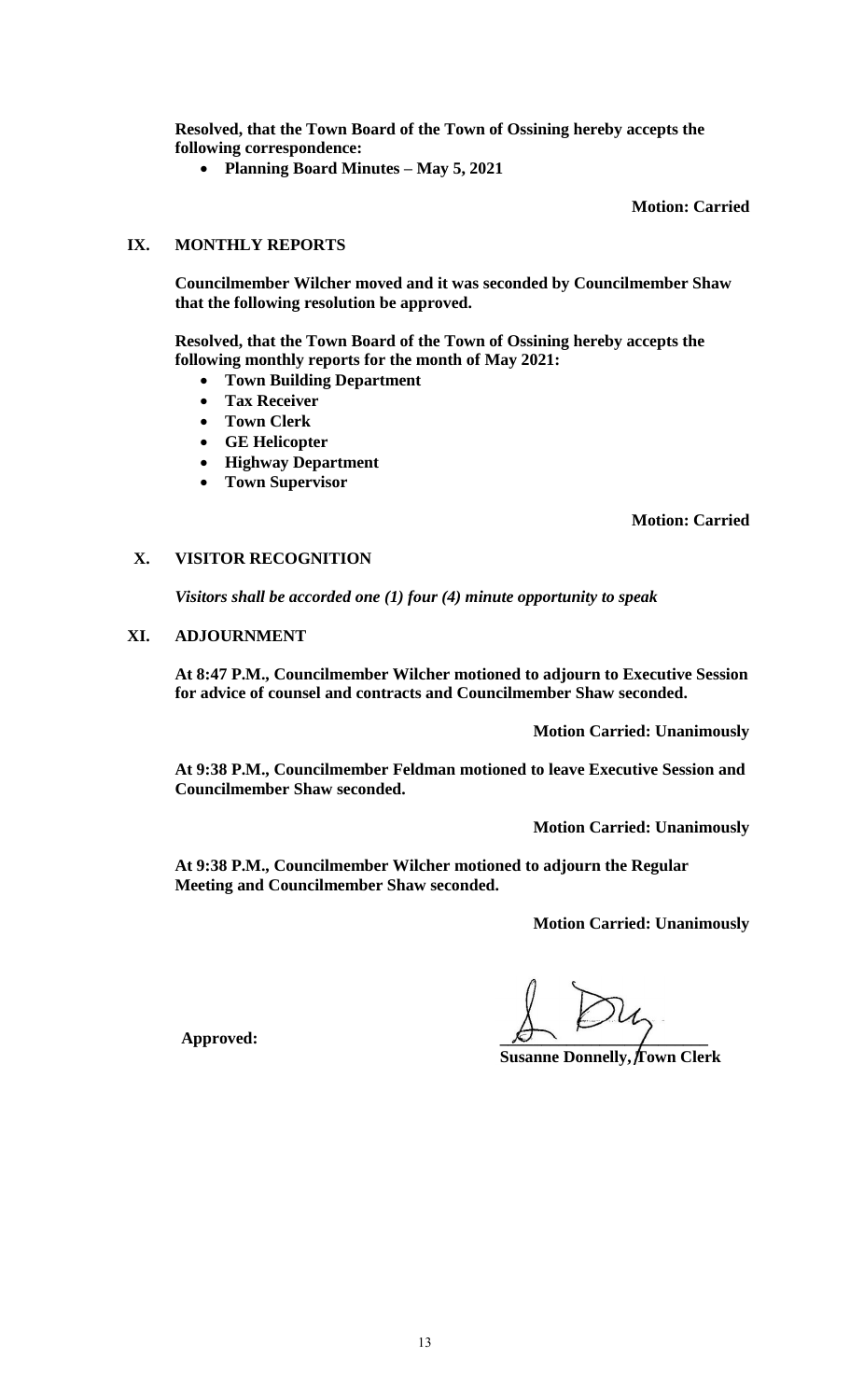**Resolved, that the Town Board of the Town of Ossining hereby accepts the following correspondence:**

- **Planning Board Minutes – May 5, 2021**

**Motion: Carried**

## IX. MONTHLY REPORTS

**Councilmember Wilcher moved and it was seconded by Councilmember Shaw that the following resolution be approved.**

**Resolved, that the Town Board of the Town of Ossining hereby accepts the following monthly reports for the month of May 2021:**

- **Town Building Department**
- **Tax Receiver**
- **Town Clerk**
- **GE Helicopter**
- **Highway Department**
- **Town Supervisor**

**Motion: Carried**

## X. VISITOR RECOGNITION

***Visitors shall be accorded one (1) four (4) minute opportunity to speak***

## XI. ADJOURNMENT

**At 8:47 P.M., Councilmember Wilcher motioned to adjourn to Executive Session for advice of counsel and contracts and Councilmember Shaw seconded.**

**Motion Carried: Unanimously**

**At 9:38 P.M., Councilmember Feldman motioned to leave Executive Session and Councilmember Shaw seconded.**

**Motion Carried: Unanimously**

**At 9:38 P.M., Councilmember Wilcher motioned to adjourn the Regular Meeting and Councilmember Shaw seconded.**

**Motion Carried: Unanimously**

**Approved:**

**Susanne Donnelly, Town Clerk**